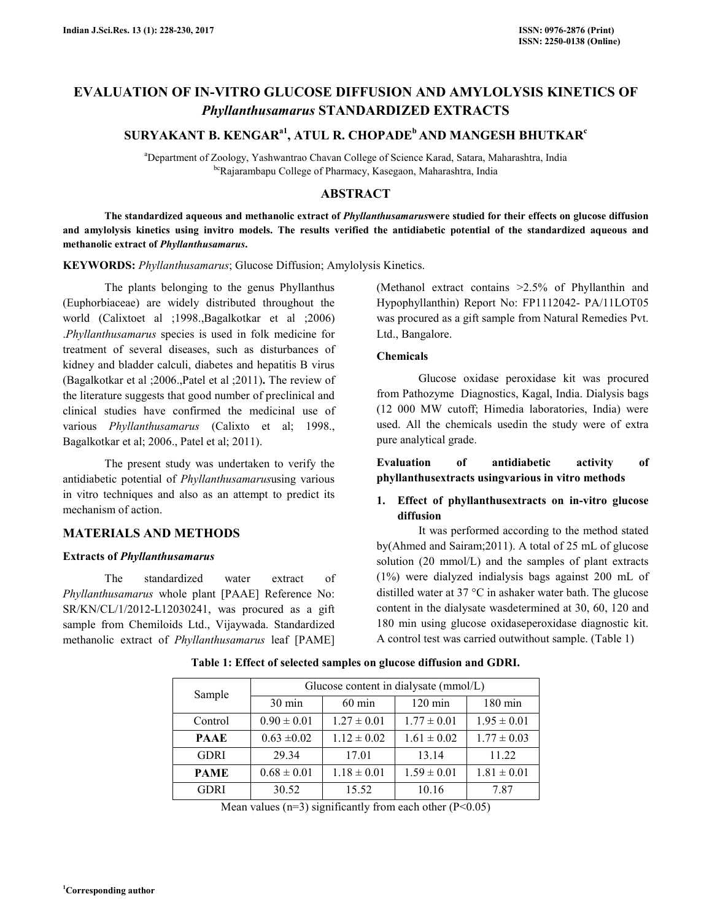# EVALUATION OF IN-VITRO GLUCOSE DIFFUSION AND AMYLOLYSIS KINETICS OF *Phyllanthusamarus* STANDARDIZED EXTRACTS

**SURYAKANT B. KENGAR[a1], ATUL R. CHOPADE[b] AND MANGESH BHUTKAR[c]**

[a]Department of Zoology, Yashwantrao Chavan College of Science Karad, Satara, Maharashtra, India
[bc]Rajarambapu College of Pharmacy, Kasegaon, Maharashtra, India

## ABSTRACT

**The standardized aqueous and methanolic extract of *Phyllanthusamarus*were studied for their effects on glucose diffusion and amylolysis kinetics using invitro models. The results verified the antidiabetic potential of the standardized aqueous and methanolic extract of *Phyllanthusamarus*.**

**KEYWORDS:** *Phyllanthusamarus*; Glucose Diffusion; Amylolysis Kinetics.

The plants belonging to the genus Phyllanthus (Euphorbiaceae) are widely distributed throughout the world (Calixtoet al ;1998.,Bagalkotkar et al ;2006) .*Phyllanthusamarus* species is used in folk medicine for treatment of several diseases, such as disturbances of kidney and bladder calculi, diabetes and hepatitis B virus (Bagalkotkar et al ;2006.,Patel et al ;2011)**.** The review of the literature suggests that good number of preclinical and clinical studies have confirmed the medicinal use of various *Phyllanthusamarus* (Calixto et al; 1998., Bagalkotkar et al; 2006., Patel et al; 2011).

The present study was undertaken to verify the antidiabetic potential of *Phyllanthusamarus*using various in vitro techniques and also as an attempt to predict its mechanism of action.

## MATERIALS AND METHODS

### Extracts of *Phyllanthusamarus*

The standardized water extract of *Phyllanthusamarus* whole plant [PAAE] Reference No: SR/KN/CL/1/2012-L12030241, was procured as a gift sample from Chemiloids Ltd., Vijaywada. Standardized methanolic extract of *Phyllanthusamarus* leaf [PAME] (Methanol extract contains >2.5% of Phyllanthin and Hypophyllanthin) Report No: FP1112042- PA/11LOT05 was procured as a gift sample from Natural Remedies Pvt. Ltd., Bangalore.

### Chemicals

Glucose oxidase peroxidase kit was procured from Pathozyme Diagnostics, Kagal, India. Dialysis bags (12 000 MW cutoff; Himedia laboratories, India) were used. All the chemicals usedin the study were of extra pure analytical grade.

### Evaluation of antidiabetic activity of phyllanthusextracts usingvarious in vitro methods

1. **Effect of phyllanthusextracts on in-vitro glucose diffusion**

It was performed according to the method stated by(Ahmed and Sairam;2011). A total of 25 mL of glucose solution (20 mmol/L) and the samples of plant extracts (1%) were dialyzed indialysis bags against 200 mL of distilled water at 37 °C in ashaker water bath. The glucose content in the dialysate wasdetermined at 30, 60, 120 and 180 min using glucose oxidaseperoxidase diagnostic kit. A control test was carried outwithout sample. (Table 1)

**Table 1: Effect of selected samples on glucose diffusion and GDRI.**

| Sample | Glucose content in dialysate (mmol/L) | | | |
|---|---|---|---|---|
| | 30 min | 60 min | 120 min | 180 min |
| Control | 0.90 ± 0.01 | 1.27 ± 0.01 | 1.77 ± 0.01 | 1.95 ± 0.01 |
| **PAAE** | 0.63 ±0.02 | 1.12 ± 0.02 | 1.61 ± 0.02 | 1.77 ± 0.03 |
| GDRI | 29.34 | 17.01 | 13.14 | 11.22 |
| **PAME** | 0.68 ± 0.01 | 1.18 ± 0.01 | 1.59 ± 0.01 | 1.81 ± 0.01 |
| GDRI | 30.52 | 15.52 | 10.16 | 7.87 |

Mean values (n=3) significantly from each other (P<0.05)

[1]Corresponding author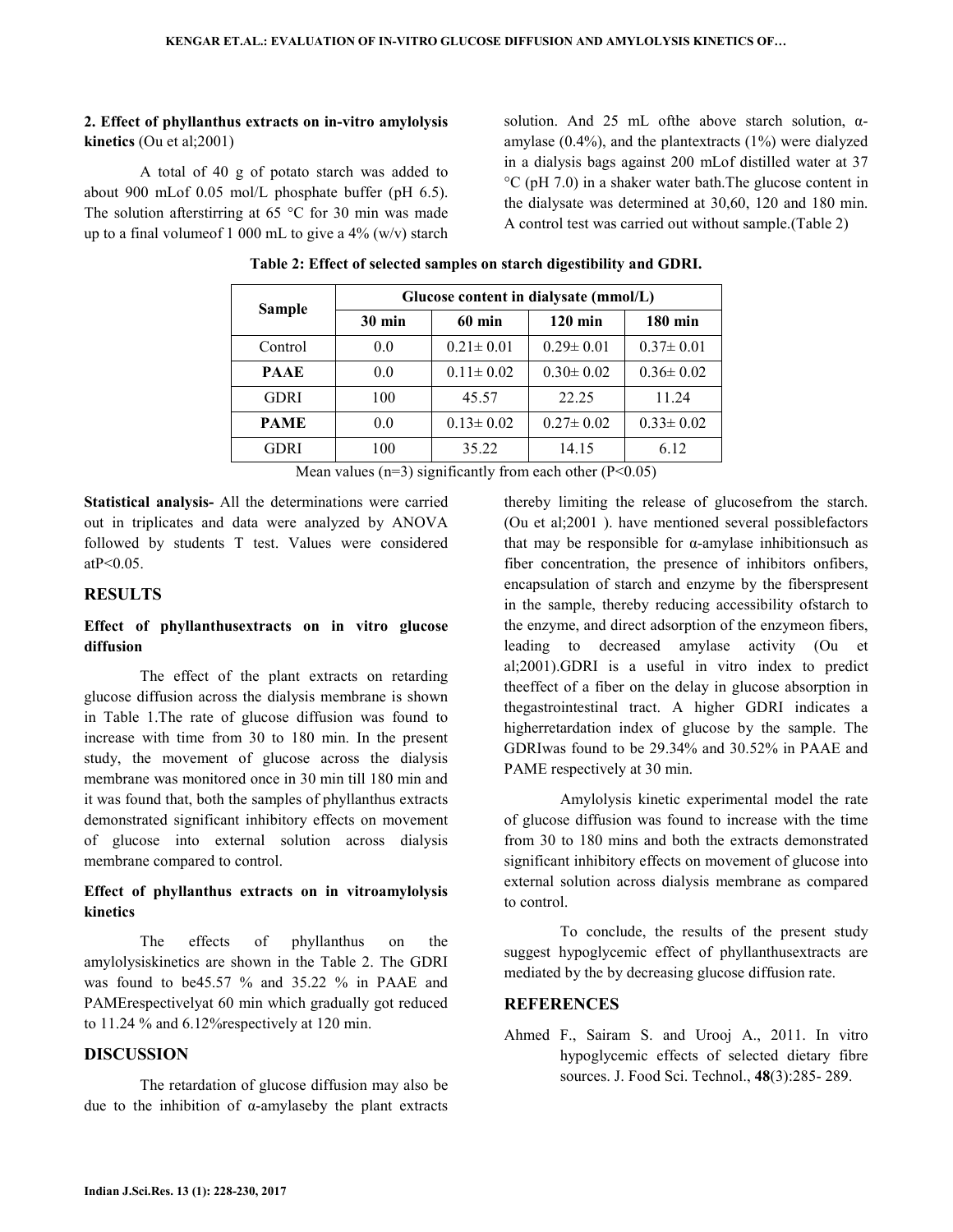**2. Effect of phyllanthus extracts on in-vitro amylolysis kinetics** (Ou et al;2001)

A total of 40 g of potato starch was added to about 900 mLof 0.05 mol/L phosphate buffer (pH 6.5). The solution afterstirring at 65 °C for 30 min was made up to a final volumeof 1 000 mL to give a 4% (w/v) starch solution. And 25 mL ofthe above starch solution, α-amylase (0.4%), and the plantextracts (1%) were dialyzed in a dialysis bags against 200 mLof distilled water at 37 °C (pH 7.0) in a shaker water bath.The glucose content in the dialysate was determined at 30,60, 120 and 180 min. A control test was carried out without sample.(Table 2)

**Table 2: Effect of selected samples on starch digestibility and GDRI.**

| Sample | Glucose content in dialysate (mmol/L) | | | |
|---|---|---|---|---|
| | 30 min | 60 min | 120 min | 180 min |
| Control | 0.0 | 0.21± 0.01 | 0.29± 0.01 | 0.37± 0.01 |
| **PAAE** | 0.0 | 0.11± 0.02 | 0.30± 0.02 | 0.36± 0.02 |
| GDRI | 100 | 45.57 | 22.25 | 11.24 |
| **PAME** | 0.0 | 0.13± 0.02 | 0.27± 0.02 | 0.33± 0.02 |
| GDRI | 100 | 35.22 | 14.15 | 6.12 |

Mean values (n=3) significantly from each other (P<0.05)

**Statistical analysis-** All the determinations were carried out in triplicates and data were analyzed by ANOVA followed by students T test. Values were considered atP<0.05.

## RESULTS

### Effect of phyllanthusextracts on in vitro glucose diffusion

The effect of the plant extracts on retarding glucose diffusion across the dialysis membrane is shown in Table 1.The rate of glucose diffusion was found to increase with time from 30 to 180 min. In the present study, the movement of glucose across the dialysis membrane was monitored once in 30 min till 180 min and it was found that, both the samples of phyllanthus extracts demonstrated significant inhibitory effects on movement of glucose into external solution across dialysis membrane compared to control.

### Effect of phyllanthus extracts on in vitroamylolysis kinetics

The effects of phyllanthus on the amylolysiskinetics are shown in the Table 2. The GDRI was found to be45.57 % and 35.22 % in PAAE and PAMErespectivelyat 60 min which gradually got reduced to 11.24 % and 6.12%respectively at 120 min.

## DISCUSSION

The retardation of glucose diffusion may also be due to the inhibition of α-amylaseby the plant extracts thereby limiting the release of glucosefrom the starch. (Ou et al;2001 ). have mentioned several possiblefactors that may be responsible for α-amylase inhibitionsuch as fiber concentration, the presence of inhibitors onfibers, encapsulation of starch and enzyme by the fiberspresent in the sample, thereby reducing accessibility ofstarch to the enzyme, and direct adsorption of the enzymeon fibers, leading to decreased amylase activity (Ou et al;2001).GDRI is a useful in vitro index to predict theeffect of a fiber on the delay in glucose absorption in thegastrointestinal tract. A higher GDRI indicates a higherretardation index of glucose by the sample. The GDRIwas found to be 29.34% and 30.52% in PAAE and PAME respectively at 30 min.

Amylolysis kinetic experimental model the rate of glucose diffusion was found to increase with the time from 30 to 180 mins and both the extracts demonstrated significant inhibitory effects on movement of glucose into external solution across dialysis membrane as compared to control.

To conclude, the results of the present study suggest hypoglycemic effect of phyllanthusextracts are mediated by the by decreasing glucose diffusion rate.

## REFERENCES

Ahmed F., Sairam S. and Urooj A., 2011. In vitro hypoglycemic effects of selected dietary fibre sources. J. Food Sci. Technol., **48**(3):285- 289.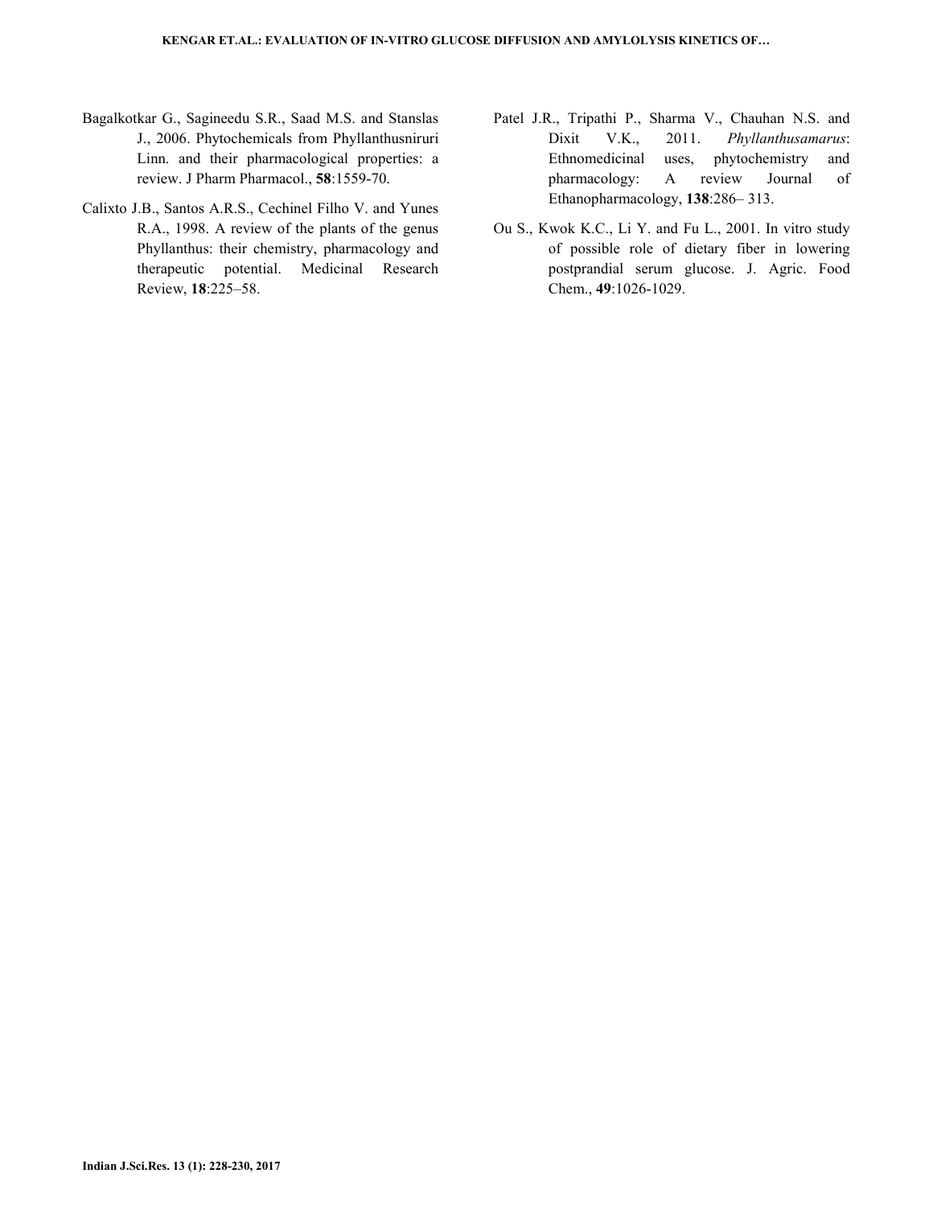Bagalkotkar G., Sagineedu S.R., Saad M.S. and Stanslas J., 2006. Phytochemicals from Phyllanthusniruri Linn. and their pharmacological properties: a review. J Pharm Pharmacol., **58**:1559-70.

Calixto J.B., Santos A.R.S., Cechinel Filho V. and Yunes R.A., 1998. A review of the plants of the genus Phyllanthus: their chemistry, pharmacology and therapeutic potential. Medicinal Research Review, **18**:225–58.

Patel J.R., Tripathi P., Sharma V., Chauhan N.S. and Dixit V.K., 2011. *Phyllanthusamarus*: Ethnomedicinal uses, phytochemistry and pharmacology: A review Journal of Ethanopharmacology, **138**:286– 313.

Ou S., Kwok K.C., Li Y. and Fu L., 2001. In vitro study of possible role of dietary fiber in lowering postprandial serum glucose. J. Agric. Food Chem., **49**:1026-1029.